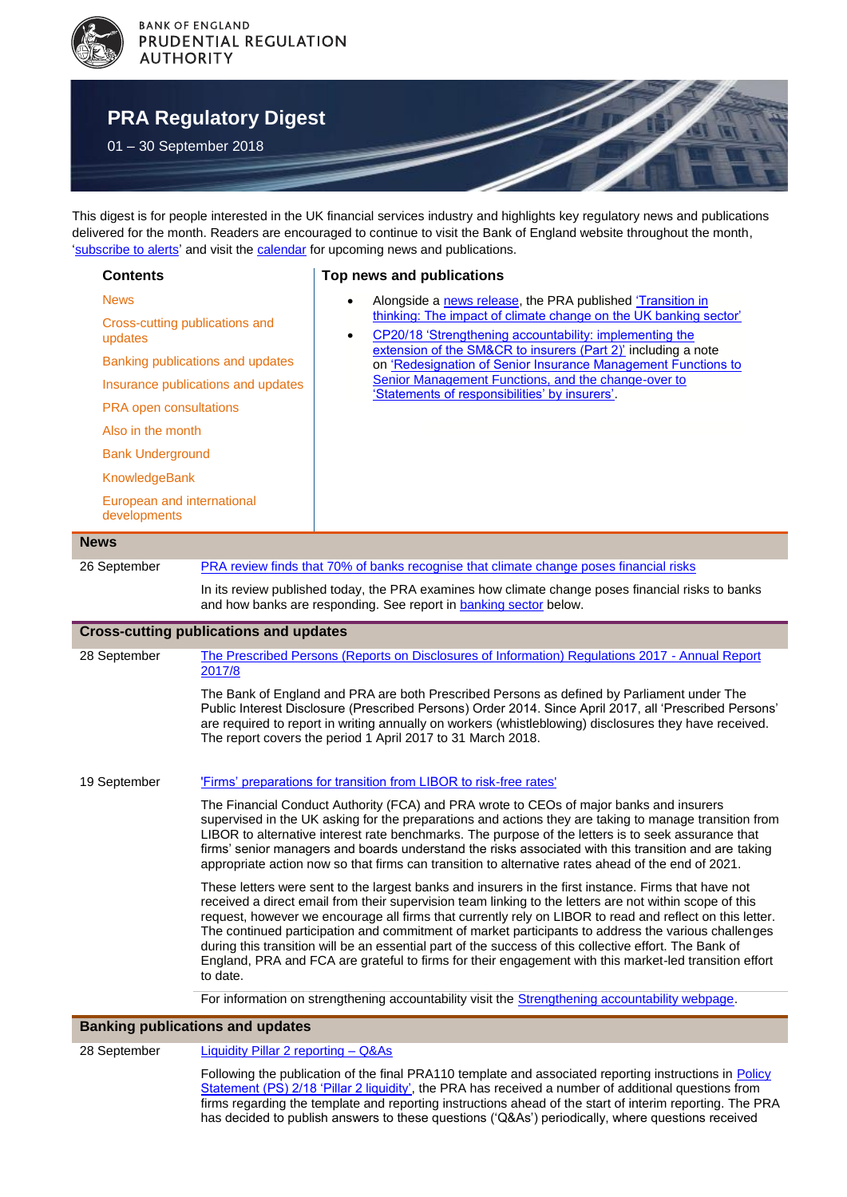BANK OF ENGLAND
PRUDENTIAL REGULATION AUTHORITY

# PRA Regulatory Digest

01 – 30 September 2018

This digest is for people interested in the UK financial services industry and highlights key regulatory news and publications delivered for the month. Readers are encouraged to continue to visit the Bank of England website throughout the month, 'subscribe to alerts' and visit the calendar for upcoming news and publications.

**Contents**

- News
- Cross-cutting publications and updates
- Banking publications and updates
- Insurance publications and updates
- PRA open consultations
- Also in the month
- Bank Underground
- KnowledgeBank
- European and international developments

**Top news and publications**

- Alongside a news release, the PRA published 'Transition in thinking: The impact of climate change on the UK banking sector'
- CP20/18 'Strengthening accountability: implementing the extension of the SM&CR to insurers (Part 2)' including a note on 'Redesignation of Senior Insurance Management Functions to Senior Management Functions, and the change-over to 'Statements of responsibilities' by insurers'.

## News

**26 September**

PRA review finds that 70% of banks recognise that climate change poses financial risks

In its review published today, the PRA examines how climate change poses financial risks to banks and how banks are responding. See report in banking sector below.

## Cross-cutting publications and updates

**28 September**

The Prescribed Persons (Reports on Disclosures of Information) Regulations 2017 - Annual Report 2017/8

The Bank of England and PRA are both Prescribed Persons as defined by Parliament under The Public Interest Disclosure (Prescribed Persons) Order 2014. Since April 2017, all 'Prescribed Persons' are required to report in writing annually on workers (whistleblowing) disclosures they have received. The report covers the period 1 April 2017 to 31 March 2018.

**19 September**

'Firms' preparations for transition from LIBOR to risk-free rates'

The Financial Conduct Authority (FCA) and PRA wrote to CEOs of major banks and insurers supervised in the UK asking for the preparations and actions they are taking to manage transition from LIBOR to alternative interest rate benchmarks. The purpose of the letters is to seek assurance that firms' senior managers and boards understand the risks associated with this transition and are taking appropriate action now so that firms can transition to alternative rates ahead of the end of 2021.

These letters were sent to the largest banks and insurers in the first instance. Firms that have not received a direct email from their supervision team linking to the letters are not within scope of this request, however we encourage all firms that currently rely on LIBOR to read and reflect on this letter. The continued participation and commitment of market participants to address the various challenges during this transition will be an essential part of the success of this collective effort. The Bank of England, PRA and FCA are grateful to firms for their engagement with this market-led transition effort to date.

For information on strengthening accountability visit the Strengthening accountability webpage.

## Banking publications and updates

**28 September**

Liquidity Pillar 2 reporting – Q&As

Following the publication of the final PRA110 template and associated reporting instructions in Policy Statement (PS) 2/18 'Pillar 2 liquidity', the PRA has received a number of additional questions from firms regarding the template and reporting instructions ahead of the start of interim reporting. The PRA has decided to publish answers to these questions ('Q&As') periodically, where questions received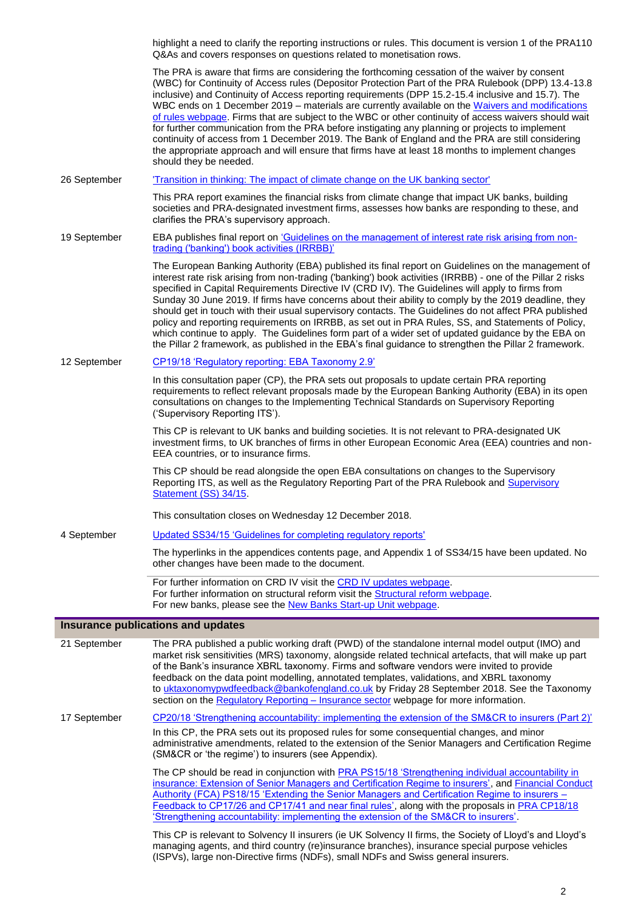highlight a need to clarify the reporting instructions or rules. This document is version 1 of the PRA110 Q&As and covers responses on questions related to monetisation rows.

The PRA is aware that firms are considering the forthcoming cessation of the waiver by consent (WBC) for Continuity of Access rules (Depositor Protection Part of the PRA Rulebook (DPP) 13.4-13.8 inclusive) and Continuity of Access reporting requirements (DPP 15.2-15.4 inclusive and 15.7). The WBC ends on 1 December 2019 – materials are currently available on the Waivers and modifications of rules webpage. Firms that are subject to the WBC or other continuity of access waivers should wait for further communication from the PRA before instigating any planning or projects to implement continuity of access from 1 December 2019. The Bank of England and the PRA are still considering the appropriate approach and will ensure that firms have at least 18 months to implement changes should they be needed.

**26 September**

'Transition in thinking: The impact of climate change on the UK banking sector'

This PRA report examines the financial risks from climate change that impact UK banks, building societies and PRA-designated investment firms, assesses how banks are responding to these, and clarifies the PRA's supervisory approach.

**19 September**

EBA publishes final report on 'Guidelines on the management of interest rate risk arising from non-trading ('banking') book activities (IRRBB)'

The European Banking Authority (EBA) published its final report on Guidelines on the management of interest rate risk arising from non-trading ('banking') book activities (IRRBB) - one of the Pillar 2 risks specified in Capital Requirements Directive IV (CRD IV). The Guidelines will apply to firms from Sunday 30 June 2019. If firms have concerns about their ability to comply by the 2019 deadline, they should get in touch with their usual supervisory contacts. The Guidelines do not affect PRA published policy and reporting requirements on IRRBB, as set out in PRA Rules, SS, and Statements of Policy, which continue to apply. The Guidelines form part of a wider set of updated guidance by the EBA on the Pillar 2 framework, as published in the EBA's final guidance to strengthen the Pillar 2 framework.

**12 September**

CP19/18 'Regulatory reporting: EBA Taxonomy 2.9'

In this consultation paper (CP), the PRA sets out proposals to update certain PRA reporting requirements to reflect relevant proposals made by the European Banking Authority (EBA) in its open consultations on changes to the Implementing Technical Standards on Supervisory Reporting ('Supervisory Reporting ITS').

This CP is relevant to UK banks and building societies. It is not relevant to PRA-designated UK investment firms, to UK branches of firms in other European Economic Area (EEA) countries and non-EEA countries, or to insurance firms.

This CP should be read alongside the open EBA consultations on changes to the Supervisory Reporting ITS, as well as the Regulatory Reporting Part of the PRA Rulebook and Supervisory Statement (SS) 34/15.

This consultation closes on Wednesday 12 December 2018.

**4 September**

Updated SS34/15 'Guidelines for completing regulatory reports'

The hyperlinks in the appendices contents page, and Appendix 1 of SS34/15 have been updated. No other changes have been made to the document.

For further information on CRD IV visit the CRD IV updates webpage.
For further information on structural reform visit the Structural reform webpage.
For new banks, please see the New Banks Start-up Unit webpage.

## Insurance publications and updates

**21 September**

The PRA published a public working draft (PWD) of the standalone internal model output (IMO) and market risk sensitivities (MRS) taxonomy, alongside related technical artefacts, that will make up part of the Bank's insurance XBRL taxonomy. Firms and software vendors were invited to provide feedback on the data point modelling, annotated templates, validations, and XBRL taxonomy to uktaxonomypwdfeedback@bankofengland.co.uk by Friday 28 September 2018. See the Taxonomy section on the Regulatory Reporting – Insurance sector webpage for more information.

**17 September**

CP20/18 'Strengthening accountability: implementing the extension of the SM&CR to insurers (Part 2)'

In this CP, the PRA sets out its proposed rules for some consequential changes, and minor administrative amendments, related to the extension of the Senior Managers and Certification Regime (SM&CR or 'the regime') to insurers (see Appendix).

The CP should be read in conjunction with PRA PS15/18 'Strengthening individual accountability in insurance: Extension of Senior Managers and Certification Regime to insurers', and Financial Conduct Authority (FCA) PS18/15 'Extending the Senior Managers and Certification Regime to insurers – Feedback to CP17/26 and CP17/41 and near final rules', along with the proposals in PRA CP18/18 'Strengthening accountability: implementing the extension of the SM&CR to insurers'.

This CP is relevant to Solvency II insurers (ie UK Solvency II firms, the Society of Lloyd's and Lloyd's managing agents, and third country (re)insurance branches), insurance special purpose vehicles (ISPVs), large non-Directive firms (NDFs), small NDFs and Swiss general insurers.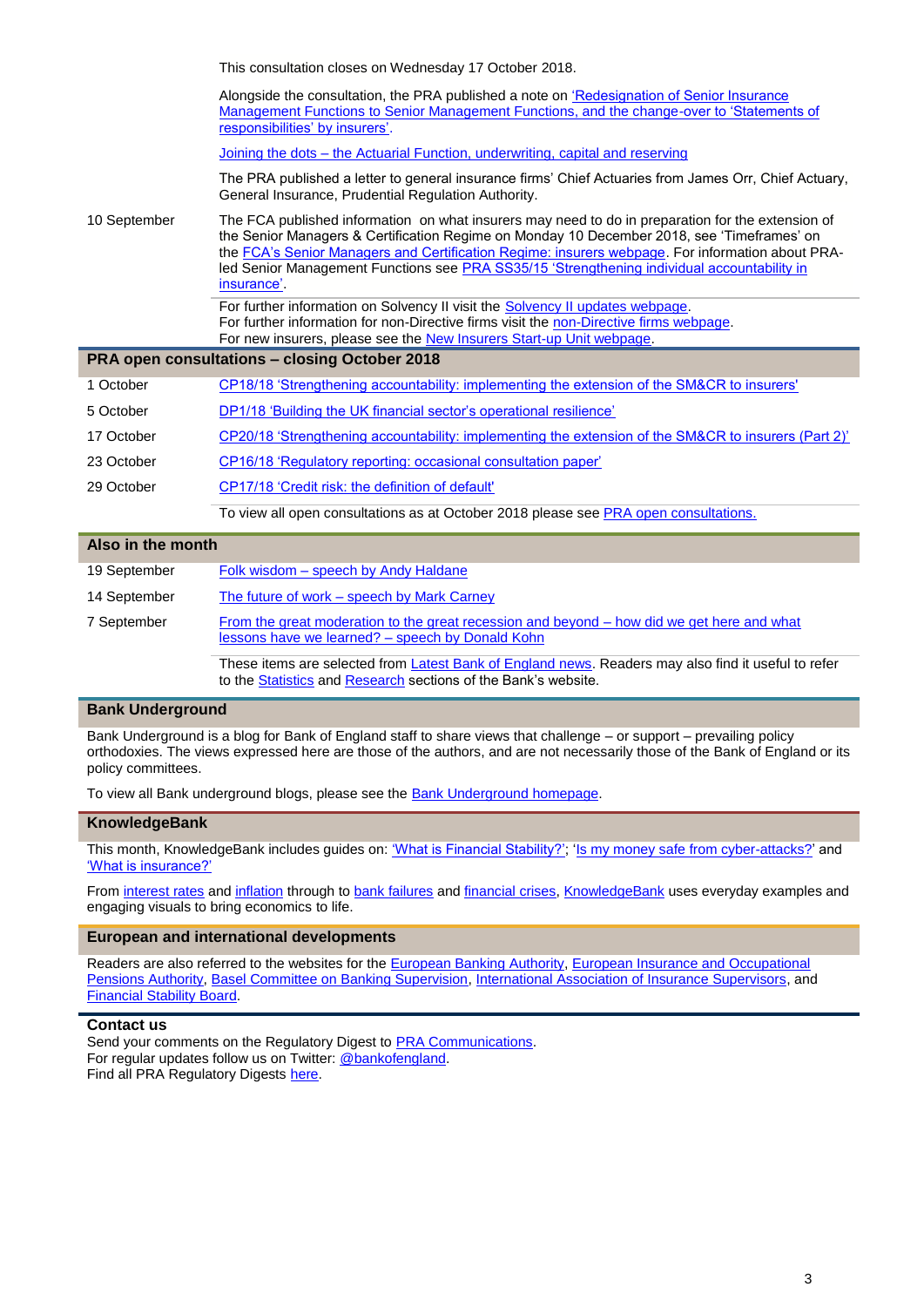| | |
|---|---|
| | This consultation closes on Wednesday 17 October 2018. |
| | Alongside the consultation, the PRA published a note on 'Redesignation of Senior Insurance Management Functions to Senior Management Functions, and the change-over to 'Statements of responsibilities' by insurers'. |
| | Joining the dots – the Actuarial Function, underwriting, capital and reserving |
| | The PRA published a letter to general insurance firms' Chief Actuaries from James Orr, Chief Actuary, General Insurance, Prudential Regulation Authority. |
| 10 September | The FCA published information on what insurers may need to do in preparation for the extension of the Senior Managers & Certification Regime on Monday 10 December 2018, see 'Timeframes' on the FCA's Senior Managers and Certification Regime: insurers webpage. For information about PRA-led Senior Management Functions see PRA SS35/15 'Strengthening individual accountability in insurance'. |
| | For further information on Solvency II visit the Solvency II updates webpage. For further information for non-Directive firms visit the non-Directive firms webpage. For new insurers, please see the New Insurers Start-up Unit webpage. |

## PRA open consultations – closing October 2018

| | |
|---|---|
| 1 October | CP18/18 'Strengthening accountability: implementing the extension of the SM&CR to insurers' |
| 5 October | DP1/18 'Building the UK financial sector's operational resilience' |
| 17 October | CP20/18 'Strengthening accountability: implementing the extension of the SM&CR to insurers (Part 2)' |
| 23 October | CP16/18 'Regulatory reporting: occasional consultation paper' |
| 29 October | CP17/18 'Credit risk: the definition of default' |
| | To view all open consultations as at October 2018 please see PRA open consultations. |

## Also in the month

| | |
|---|---|
| 19 September | Folk wisdom – speech by Andy Haldane |
| 14 September | The future of work – speech by Mark Carney |
| 7 September | From the great moderation to the great recession and beyond – how did we get here and what lessons have we learned? – speech by Donald Kohn |
| | These items are selected from Latest Bank of England news. Readers may also find it useful to refer to the Statistics and Research sections of the Bank's website. |

## Bank Underground

Bank Underground is a blog for Bank of England staff to share views that challenge – or support – prevailing policy orthodoxies. The views expressed here are those of the authors, and are not necessarily those of the Bank of England or its policy committees.

To view all Bank underground blogs, please see the Bank Underground homepage.

## KnowledgeBank

This month, KnowledgeBank includes guides on: 'What is Financial Stability?'; 'Is my money safe from cyber-attacks?' and 'What is insurance?'

From interest rates and inflation through to bank failures and financial crises, KnowledgeBank uses everyday examples and engaging visuals to bring economics to life.

## European and international developments

Readers are also referred to the websites for the European Banking Authority, European Insurance and Occupational Pensions Authority, Basel Committee on Banking Supervision, International Association of Insurance Supervisors, and Financial Stability Board.

## Contact us

Send your comments on the Regulatory Digest to PRA Communications.
For regular updates follow us on Twitter: @bankofengland.
Find all PRA Regulatory Digests here.